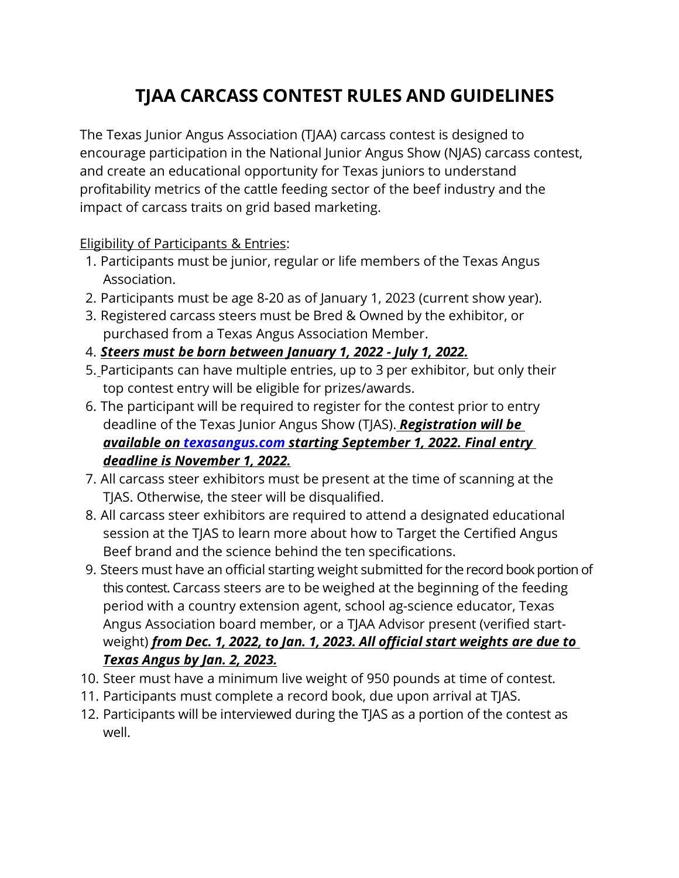# TJAA CARCASS CONTEST RULES AND GUIDELINES

The Texas Junior Angus Association (TJAA) carcass contest is designed to encourage participation in the National Junior Angus Show (NJAS) carcass contest, and create an educational opportunity for Texas juniors to understand profitability metrics of the cattle feeding sector of the beef industry and the impact of carcass traits on grid based marketing.

Eligibility of Participants & Entries:

1. Participants must be junior, regular or life members of the Texas Angus Association.
2. Participants must be age 8-20 as of January 1, 2023 (current show year).
3. Registered carcass steers must be Bred & Owned by the exhibitor, or purchased from a Texas Angus Association Member.
4. ***Steers must be born between January 1, 2022 - July 1, 2022.***
5. Participants can have multiple entries, up to 3 per exhibitor, but only their top contest entry will be eligible for prizes/awards.
6. The participant will be required to register for the contest prior to entry deadline of the Texas Junior Angus Show (TJAS). ***Registration will be available on [texasangus.com](texasangus.com) starting September 1, 2022. Final entry deadline is November 1, 2022.***
7. All carcass steer exhibitors must be present at the time of scanning at the TJAS. Otherwise, the steer will be disqualified.
8. All carcass steer exhibitors are required to attend a designated educational session at the TJAS to learn more about how to Target the Certified Angus Beef brand and the science behind the ten specifications.
9. Steers must have an official starting weight submitted for the record book portion of this contest. Carcass steers are to be weighed at the beginning of the feeding period with a country extension agent, school ag-science educator, Texas Angus Association board member, or a TJAA Advisor present (verified start-weight) ***from Dec. 1, 2022, to Jan. 1, 2023. All official start weights are due to Texas Angus by Jan. 2, 2023.***
10. Steer must have a minimum live weight of 950 pounds at time of contest.
11. Participants must complete a record book, due upon arrival at TJAS.
12. Participants will be interviewed during the TJAS as a portion of the contest as well.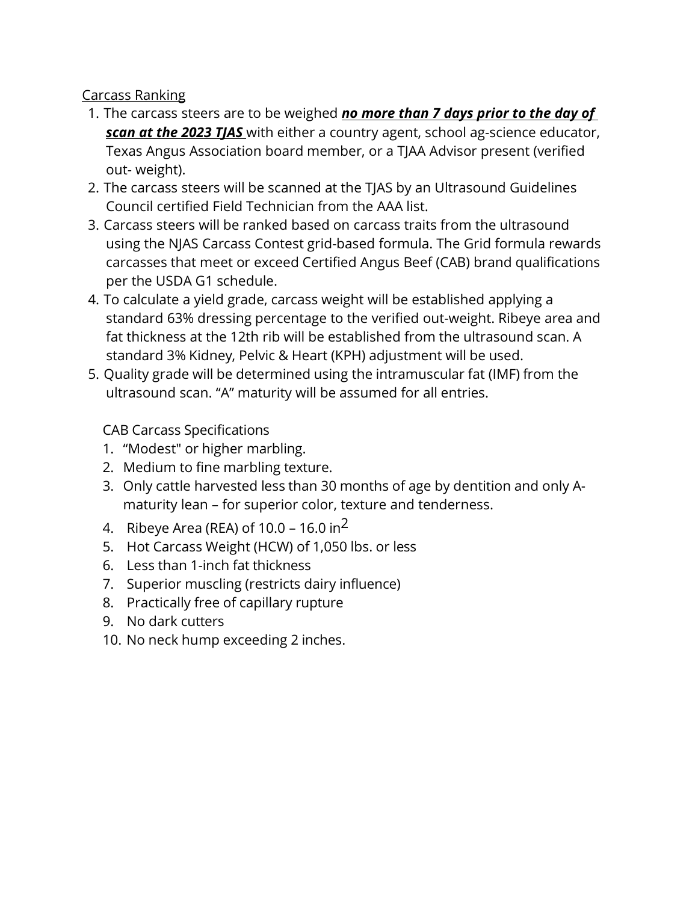Carcass Ranking

1. The carcass steers are to be weighed ***no more than 7 days prior to the day of scan at the 2023 TJAS*** with either a country agent, school ag-science educator, Texas Angus Association board member, or a TJAA Advisor present (verified out- weight).
2. The carcass steers will be scanned at the TJAS by an Ultrasound Guidelines Council certified Field Technician from the AAA list.
3. Carcass steers will be ranked based on carcass traits from the ultrasound using the NJAS Carcass Contest grid-based formula. The Grid formula rewards carcasses that meet or exceed Certified Angus Beef (CAB) brand qualifications per the USDA G1 schedule.
4. To calculate a yield grade, carcass weight will be established applying a standard 63% dressing percentage to the verified out-weight. Ribeye area and fat thickness at the 12th rib will be established from the ultrasound scan. A standard 3% Kidney, Pelvic & Heart (KPH) adjustment will be used.
5. Quality grade will be determined using the intramuscular fat (IMF) from the ultrasound scan. "A" maturity will be assumed for all entries.

CAB Carcass Specifications

1. "Modest" or higher marbling.
2. Medium to fine marbling texture.
3. Only cattle harvested less than 30 months of age by dentition and only A-maturity lean – for superior color, texture and tenderness.
4. Ribeye Area (REA) of 10.0 – 16.0 $in^2$
5. Hot Carcass Weight (HCW) of 1,050 lbs. or less
6. Less than 1-inch fat thickness
7. Superior muscling (restricts dairy influence)
8. Practically free of capillary rupture
9. No dark cutters
10. No neck hump exceeding 2 inches.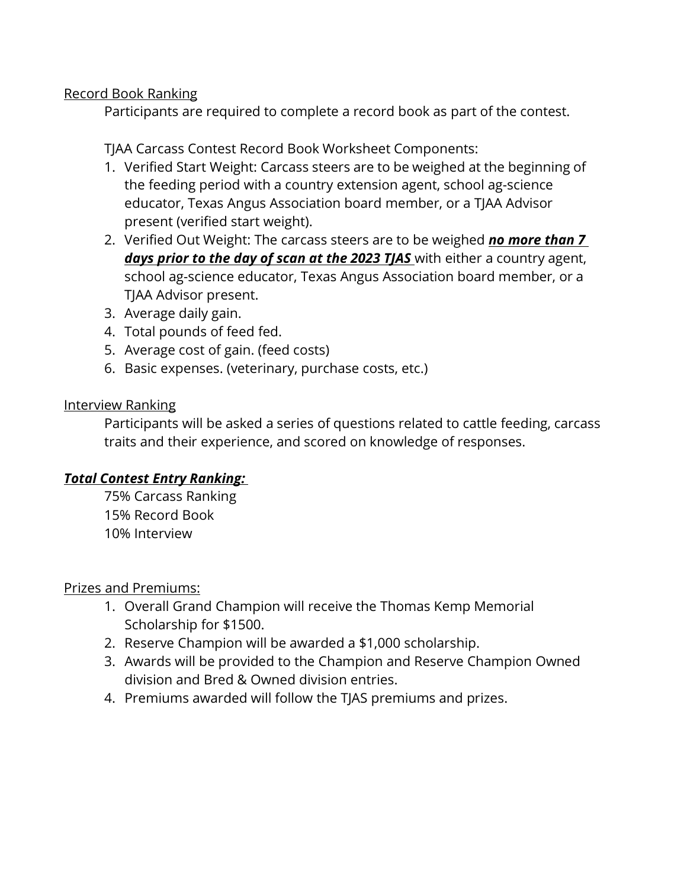<u>Record Book Ranking</u>

Participants are required to complete a record book as part of the contest.

TJAA Carcass Contest Record Book Worksheet Components:

1. Verified Start Weight: Carcass steers are to be weighed at the beginning of the feeding period with a country extension agent, school ag-science educator, Texas Angus Association board member, or a TJAA Advisor present (verified start weight).
2. Verified Out Weight: The carcass steers are to be weighed ***<u>no more than 7 days prior to the day of scan at the 2023 TJAS</u>*** with either a country agent, school ag-science educator, Texas Angus Association board member, or a TJAA Advisor present.
3. Average daily gain.
4. Total pounds of feed fed.
5. Average cost of gain. (feed costs)
6. Basic expenses. (veterinary, purchase costs, etc.)

<u>Interview Ranking</u>

Participants will be asked a series of questions related to cattle feeding, carcass traits and their experience, and scored on knowledge of responses.

***<u>Total Contest Entry Ranking:</u>***

75% Carcass Ranking
15% Record Book
10% Interview

<u>Prizes and Premiums:</u>

1. Overall Grand Champion will receive the Thomas Kemp Memorial Scholarship for $1500.
2. Reserve Champion will be awarded a $1,000 scholarship.
3. Awards will be provided to the Champion and Reserve Champion Owned division and Bred & Owned division entries.
4. Premiums awarded will follow the TJAS premiums and prizes.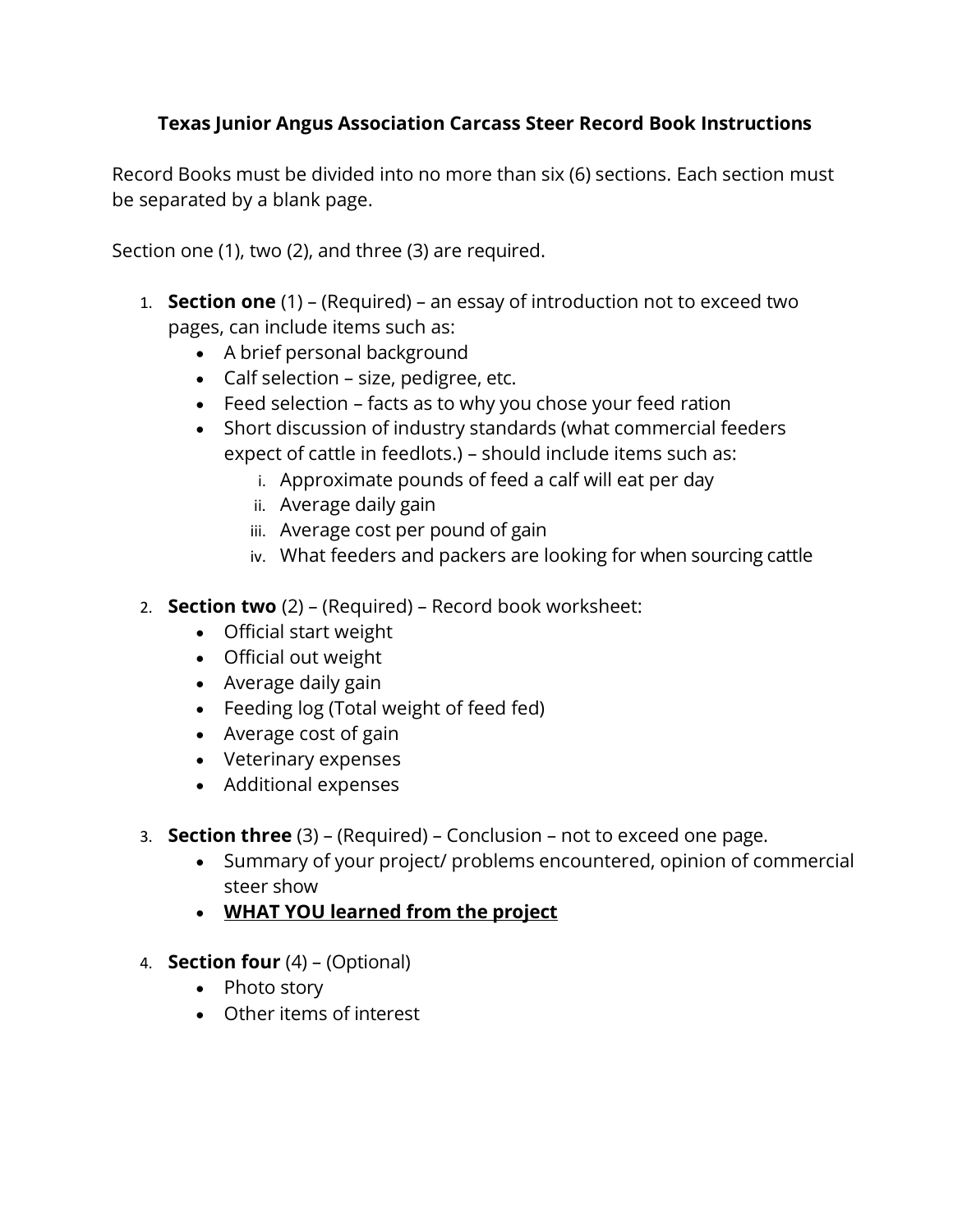# Texas Junior Angus Association Carcass Steer Record Book Instructions

Record Books must be divided into no more than six (6) sections. Each section must be separated by a blank page.

Section one (1), two (2), and three (3) are required.

1. **Section one** (1) – (Required) – an essay of introduction not to exceed two pages, can include items such as:
   - A brief personal background
   - Calf selection – size, pedigree, etc.
   - Feed selection – facts as to why you chose your feed ration
   - Short discussion of industry standards (what commercial feeders expect of cattle in feedlots.) – should include items such as:
     - i. Approximate pounds of feed a calf will eat per day
     - ii. Average daily gain
     - iii. Average cost per pound of gain
     - iv. What feeders and packers are looking for when sourcing cattle

2. **Section two** (2) – (Required) – Record book worksheet:
   - Official start weight
   - Official out weight
   - Average daily gain
   - Feeding log (Total weight of feed fed)
   - Average cost of gain
   - Veterinary expenses
   - Additional expenses

3. **Section three** (3) – (Required) – Conclusion – not to exceed one page.
   - Summary of your project/ problems encountered, opinion of commercial steer show
   - <u>**WHAT YOU learned from the project**</u>

4. **Section four** (4) – (Optional)
   - Photo story
   - Other items of interest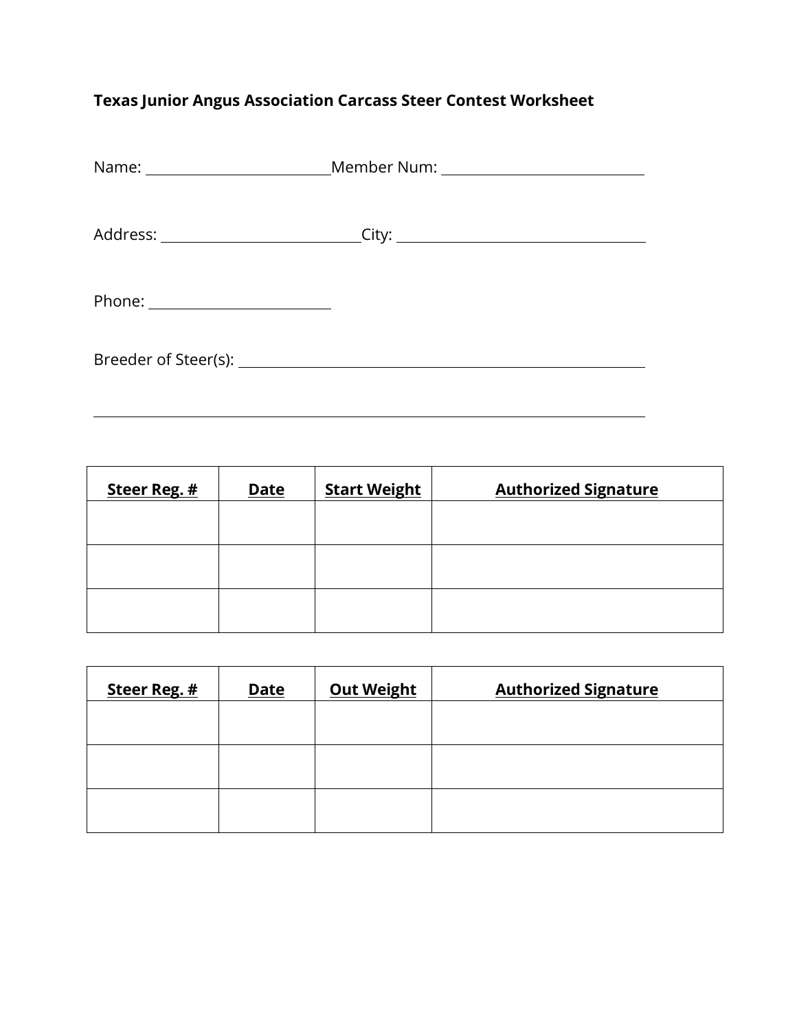**Texas Junior Angus Association Carcass Steer Contest Worksheet**

Name: ________________________ Member Num: ________________________

Address: ________________________ City: ________________________

Phone: ________________________

Breeder of Steer(s): ________________________________________________

________________________________________________________________

| Steer Reg. # | Date | Start Weight | Authorized Signature |
|---|---|---|---|
| | | | |
| | | | |
| | | | |

| Steer Reg. # | Date | Out Weight | Authorized Signature |
|---|---|---|---|
| | | | |
| | | | |
| | | | |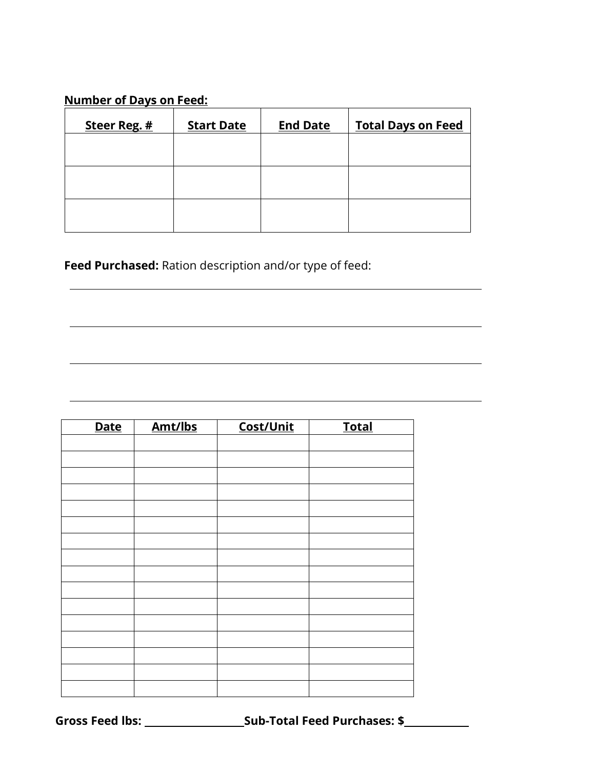**Number of Days on Feed:**

| Steer Reg. # | Start Date | End Date | Total Days on Feed |
|---|---|---|---|
| | | | |
| | | | |
| | | | |

**Feed Purchased:** Ration description and/or type of feed:

______________________________________________________________________

______________________________________________________________________

______________________________________________________________________

______________________________________________________________________

| Date | Amt/lbs | Cost/Unit | Total |
|---|---|---|---|
| | | | |
| | | | |
| | | | |
| | | | |
| | | | |
| | | | |
| | | | |
| | | | |
| | | | |
| | | | |
| | | | |
| | | | |
| | | | |
| | | | |
| | | | |
| | | | |

**Gross Feed lbs:** ____________________ **Sub-Total Feed Purchases: $**____________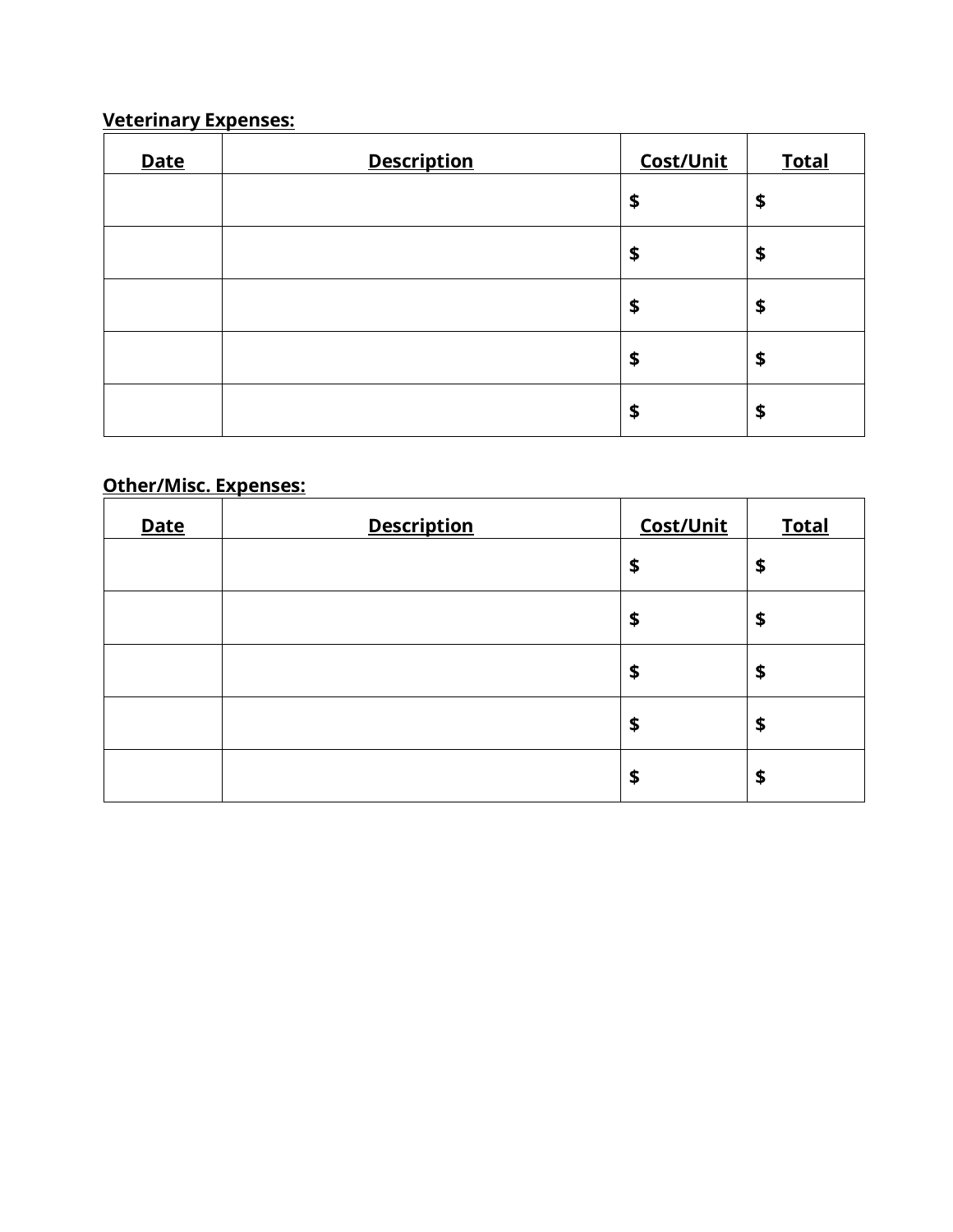**Veterinary Expenses:**

| Date | Description | Cost/Unit | Total |
|---|---|---|---|
| | | $ | $ |
| | | $ | $ |
| | | $ | $ |
| | | $ | $ |
| | | $ | $ |

**Other/Misc. Expenses:**

| Date | Description | Cost/Unit | Total |
|---|---|---|---|
| | | $ | $ |
| | | $ | $ |
| | | $ | $ |
| | | $ | $ |
| | | $ | $ |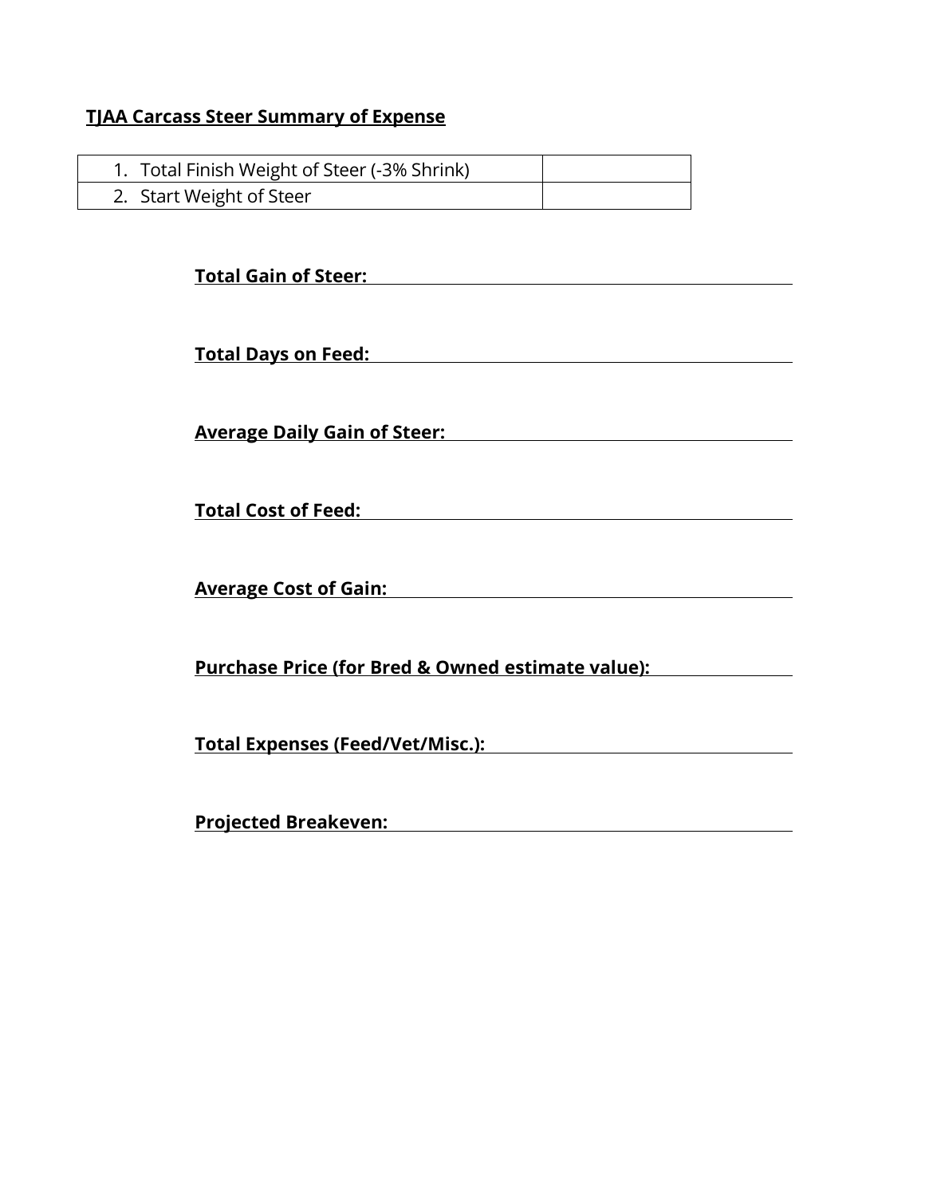**TJAA Carcass Steer Summary of Expense**

| | |
|---|---|
| 1. Total Finish Weight of Steer (-3% Shrink) | |
| 2. Start Weight of Steer | |

**Total Gain of Steer:** ______________________________

**Total Days on Feed:** ______________________________

**Average Daily Gain of Steer:** ______________________________

**Total Cost of Feed:** ______________________________

**Average Cost of Gain:** ______________________________

**Purchase Price (for Bred & Owned estimate value):** ______________________________

**Total Expenses (Feed/Vet/Misc.):** ______________________________

**Projected Breakeven:** ______________________________